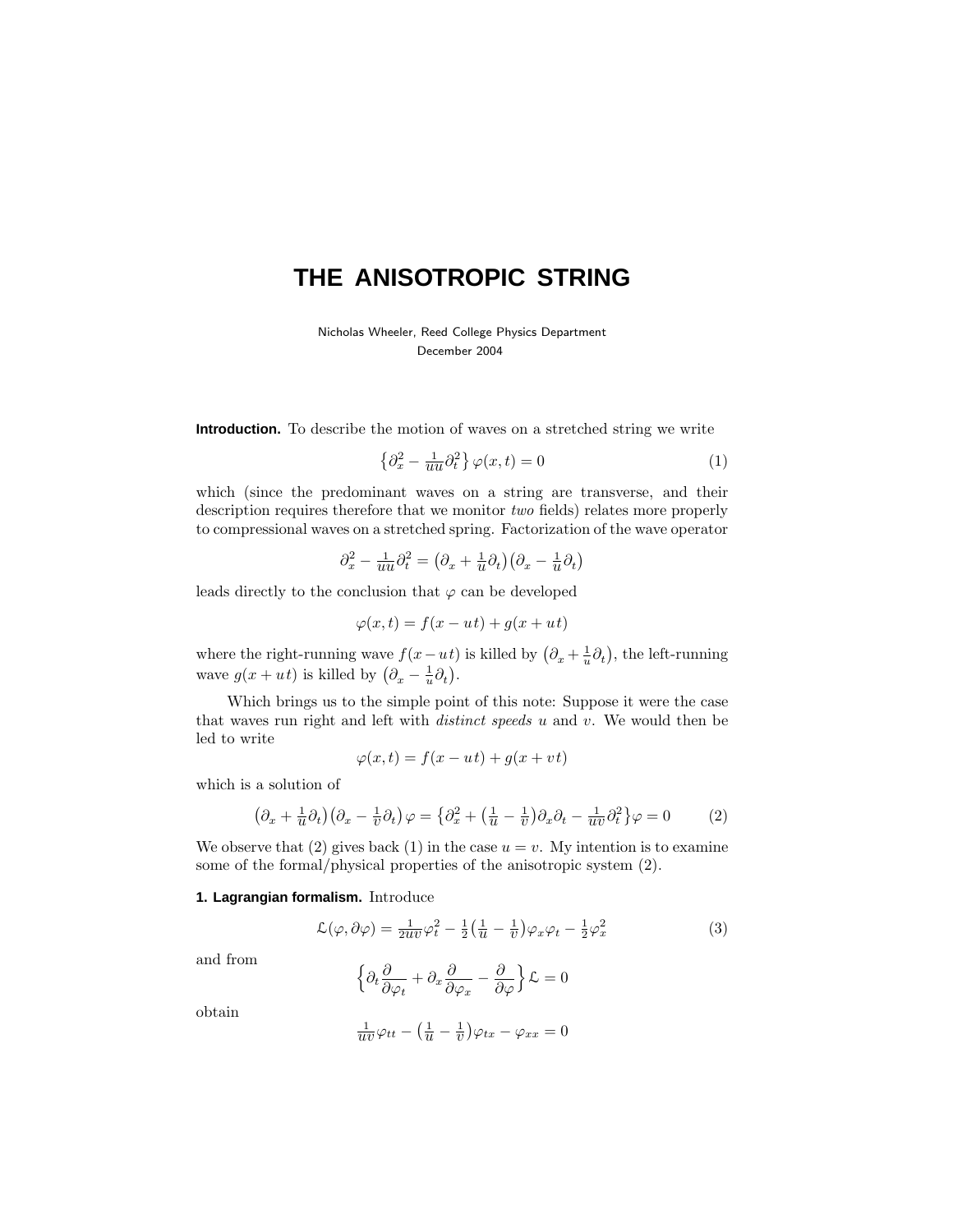# THE ANISOTROPIC STRING

Nicholas Wheeler, Reed College Physics Department
December 2004

**Introduction.** To describe the motion of waves on a stretched string we write

$$\left\{\partial_x^2 - \tfrac{1}{uu}\partial_t^2\right\}\varphi(x,t) = 0 \tag{1}$$

which (since the predominant waves on a string are transverse, and their description requires therefore that we monitor *two* fields) relates more properly to compressional waves on a stretched spring. Factorization of the wave operator

$$\partial_x^2 - \tfrac{1}{uu}\partial_t^2 = \left(\partial_x + \tfrac{1}{u}\partial_t\right)\left(\partial_x - \tfrac{1}{u}\partial_t\right)$$

leads directly to the conclusion that $\varphi$ can be developed

$$\varphi(x,t) = f(x-ut) + g(x+ut)$$

where the right-running wave $f(x-ut)$ is killed by $\left(\partial_x + \frac{1}{u}\partial_t\right)$, the left-running wave $g(x+ut)$ is killed by $\left(\partial_x - \frac{1}{u}\partial_t\right)$.

Which brings us to the simple point of this note: Suppose it were the case that waves run right and left with *distinct speeds* $u$ and $v$. We would then be led to write

$$\varphi(x,t) = f(x-ut) + g(x+vt)$$

which is a solution of

$$\left(\partial_x + \tfrac{1}{u}\partial_t\right)\left(\partial_x - \tfrac{1}{v}\partial_t\right)\varphi = \left\{\partial_x^2 + \left(\tfrac{1}{u} - \tfrac{1}{v}\right)\partial_x\partial_t - \tfrac{1}{uv}\partial_t^2\right\}\varphi = 0 \tag{2}$$

We observe that (2) gives back (1) in the case $u = v$. My intention is to examine some of the formal/physical properties of the anisotropic system (2).

**1. Lagrangian formalism.** Introduce

$$\mathcal{L}(\varphi,\partial\varphi) = \tfrac{1}{2uv}\varphi_t^2 - \tfrac{1}{2}\left(\tfrac{1}{u} - \tfrac{1}{v}\right)\varphi_x\varphi_t - \tfrac{1}{2}\varphi_x^2 \tag{3}$$

and from

$$\left\{\partial_t\frac{\partial}{\partial\varphi_t} + \partial_x\frac{\partial}{\partial\varphi_x} - \frac{\partial}{\partial\varphi}\right\}\mathcal{L} = 0$$

obtain

$$\tfrac{1}{uv}\varphi_{tt} - \left(\tfrac{1}{u} - \tfrac{1}{v}\right)\varphi_{tx} - \varphi_{xx} = 0$$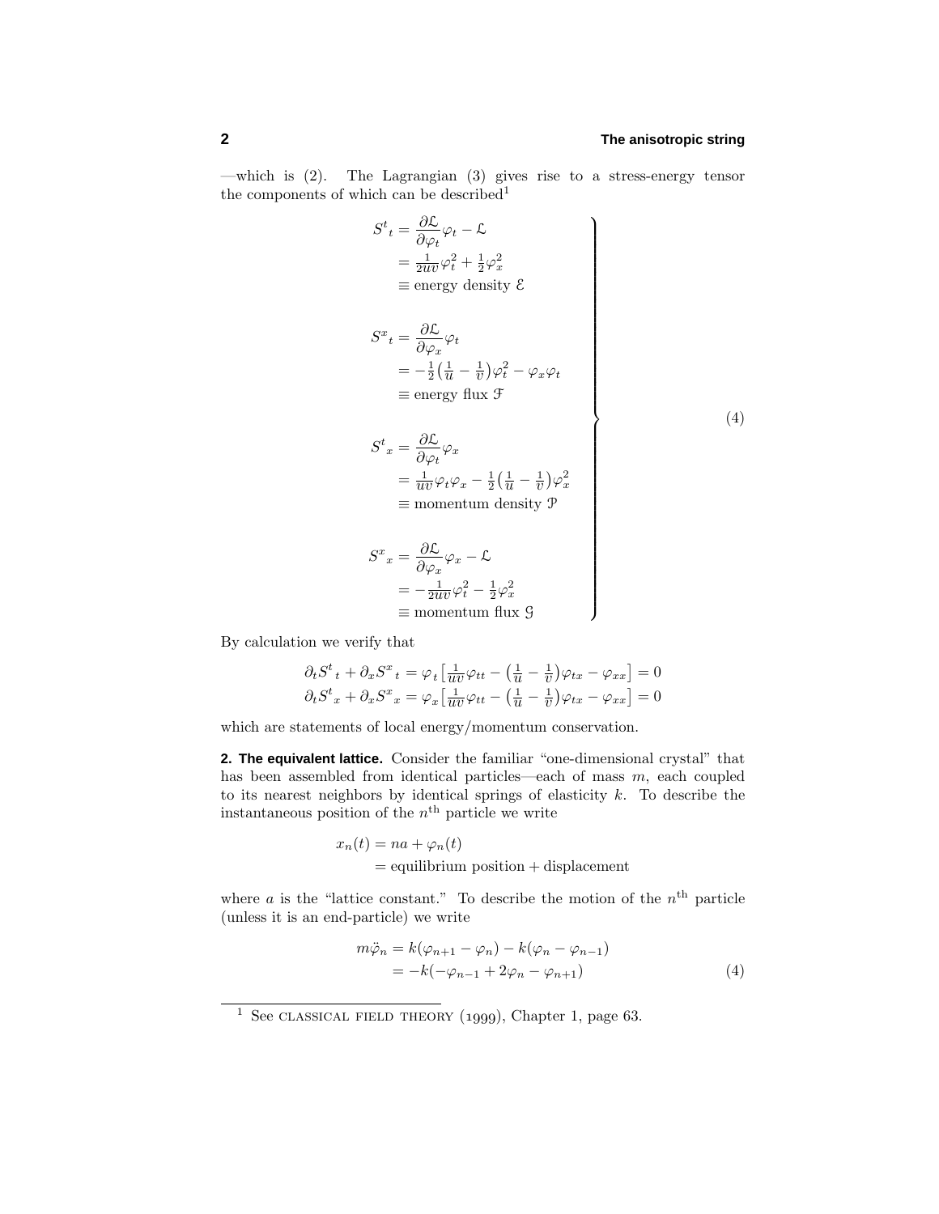—which is (2). The Lagrangian (3) gives rise to a stress-energy tensor the components of which can be described[1]

$$
\left.
\begin{aligned}
S^t{}_t &= \frac{\partial \mathcal{L}}{\partial \varphi_t}\varphi_t - \mathcal{L}\\
&= \tfrac{1}{2uv}\varphi_t^2 + \tfrac{1}{2}\varphi_x^2\\
&\equiv \text{energy density } \mathcal{E}\\[2ex]
S^x{}_t &= \frac{\partial \mathcal{L}}{\partial \varphi_x}\varphi_t\\
&= -\tfrac{1}{2}\big(\tfrac{1}{u} - \tfrac{1}{v}\big)\varphi_t^2 - \varphi_x\varphi_t\\
&\equiv \text{energy flux } \mathcal{F}\\[2ex]
S^t{}_x &= \frac{\partial \mathcal{L}}{\partial \varphi_t}\varphi_x\\
&= \tfrac{1}{uv}\varphi_t\varphi_x - \tfrac{1}{2}\big(\tfrac{1}{u} - \tfrac{1}{v}\big)\varphi_x^2\\
&\equiv \text{momentum density } \mathcal{P}\\[2ex]
S^x{}_x &= \frac{\partial \mathcal{L}}{\partial \varphi_x}\varphi_x - \mathcal{L}\\
&= -\tfrac{1}{2uv}\varphi_t^2 - \tfrac{1}{2}\varphi_x^2\\
&\equiv \text{momentum flux } \mathcal{G}
\end{aligned}
\right\}
\tag{4}
$$

By calculation we verify that

$$
\begin{aligned}
\partial_t S^t{}_t + \partial_x S^x{}_t &= \varphi_t\big[\tfrac{1}{uv}\varphi_{tt} - \big(\tfrac{1}{u} - \tfrac{1}{v}\big)\varphi_{tx} - \varphi_{xx}\big] = 0\\
\partial_t S^t{}_x + \partial_x S^x{}_x &= \varphi_x\big[\tfrac{1}{uv}\varphi_{tt} - \big(\tfrac{1}{u} - \tfrac{1}{v}\big)\varphi_{tx} - \varphi_{xx}\big] = 0
\end{aligned}
$$

which are statements of local energy/momentum conservation.

**2. The equivalent lattice.** Consider the familiar "one-dimensional crystal" that has been assembled from identical particles—each of mass $m$, each coupled to its nearest neighbors by identical springs of elasticity $k$. To describe the instantaneous position of the $n^{\text{th}}$ particle we write

$$
\begin{aligned}
x_n(t) &= na + \varphi_n(t)\\
&= \text{equilibrium position} + \text{displacement}
\end{aligned}
$$

where $a$ is the "lattice constant." To describe the motion of the $n^{\text{th}}$ particle (unless it is an end-particle) we write

$$
\begin{aligned}
m\ddot{\varphi}_n &= k(\varphi_{n+1} - \varphi_n) - k(\varphi_n - \varphi_{n-1})\\
&= -k(-\varphi_{n-1} + 2\varphi_n - \varphi_{n+1})
\end{aligned}
\tag{4}
$$

[1] See CLASSICAL FIELD THEORY (1999), Chapter 1, page 63.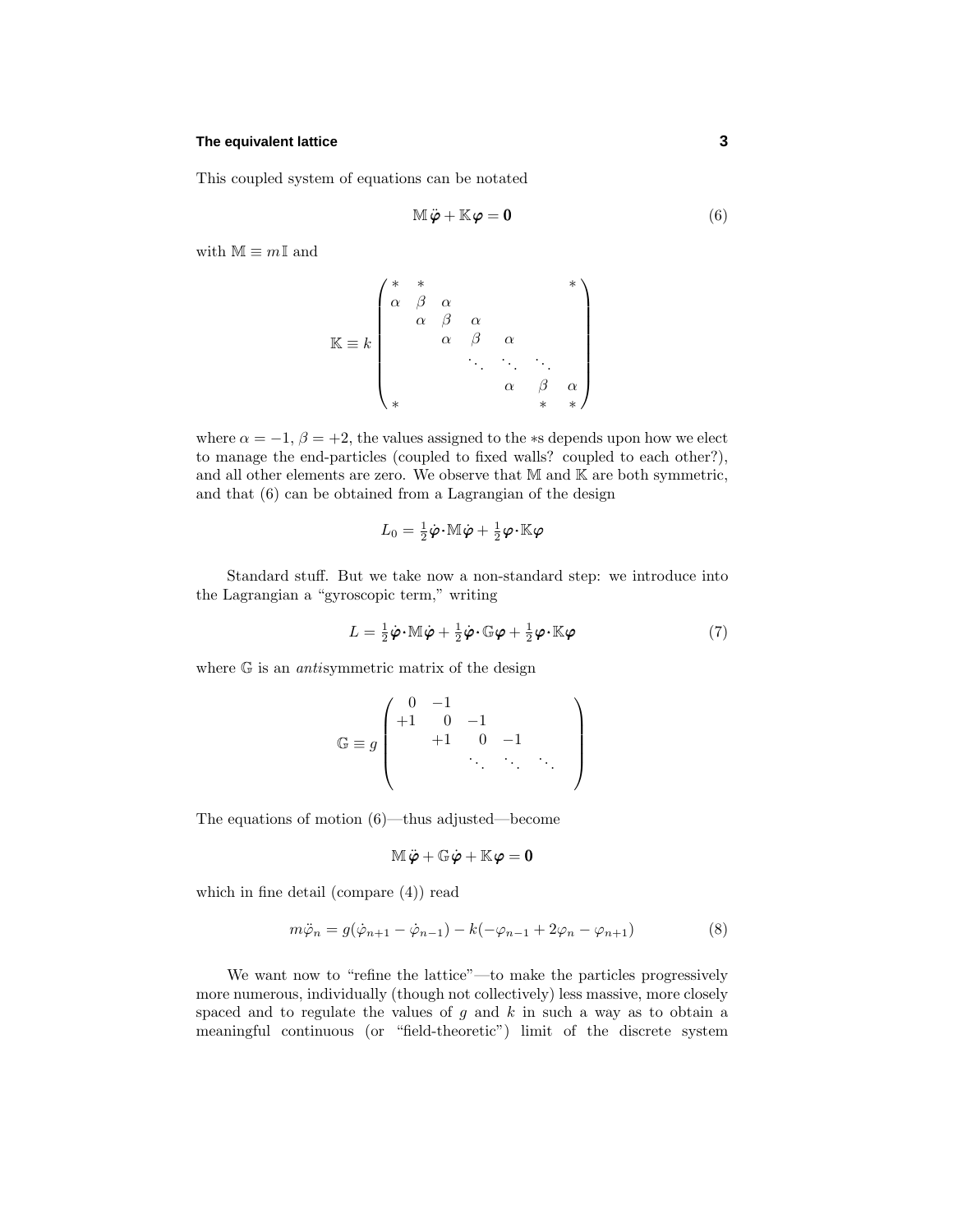This coupled system of equations can be notated

$$\mathbb{M}\,\ddot{\boldsymbol{\varphi}} + \mathbb{K}\boldsymbol{\varphi} = \mathbf{0} \tag{6}$$

with $\mathbb{M} \equiv m\,\mathbb{I}$ and

$$\mathbb{K} \equiv k \begin{pmatrix} * & * & & & & & * \\ \alpha & \beta & \alpha & & & & \\ & \alpha & \beta & \alpha & & & \\ & & \alpha & \beta & \alpha & & \\ & & & \ddots & \ddots & \ddots & \\ & & & & \alpha & \beta & \alpha \\ * & & & & & * & * \end{pmatrix}$$

where $\alpha = -1$, $\beta = +2$, the values assigned to the $*$s depends upon how we elect to manage the end-particles (coupled to fixed walls? coupled to each other?), and all other elements are zero. We observe that $\mathbb{M}$ and $\mathbb{K}$ are both symmetric, and that (6) can be obtained from a Lagrangian of the design

$$L_0 = \tfrac{1}{2}\dot{\boldsymbol{\varphi}}\cdot\mathbb{M}\dot{\boldsymbol{\varphi}} + \tfrac{1}{2}\boldsymbol{\varphi}\cdot\mathbb{K}\boldsymbol{\varphi}$$

Standard stuff. But we take now a non-standard step: we introduce into the Lagrangian a "gyroscopic term," writing

$$L = \tfrac{1}{2}\dot{\boldsymbol{\varphi}}\cdot\mathbb{M}\dot{\boldsymbol{\varphi}} + \tfrac{1}{2}\dot{\boldsymbol{\varphi}}\cdot\mathbb{G}\boldsymbol{\varphi} + \tfrac{1}{2}\boldsymbol{\varphi}\cdot\mathbb{K}\boldsymbol{\varphi} \tag{7}$$

where $\mathbb{G}$ is an *anti*symmetric matrix of the design

$$\mathbb{G} \equiv g \begin{pmatrix} 0 & -1 & & & & \\ +1 & 0 & -1 & & & \\ & +1 & 0 & -1 & & \\ & & \ddots & \ddots & \ddots & \\ & & & & & \end{pmatrix}$$

The equations of motion (6)—thus adjusted—become

$$\mathbb{M}\,\ddot{\boldsymbol{\varphi}} + \mathbb{G}\dot{\boldsymbol{\varphi}} + \mathbb{K}\boldsymbol{\varphi} = \mathbf{0}$$

which in fine detail (compare (4)) read

$$m\ddot{\varphi}_n = g(\dot{\varphi}_{n+1} - \dot{\varphi}_{n-1}) - k(-\varphi_{n-1} + 2\varphi_n - \varphi_{n+1}) \tag{8}$$

We want now to "refine the lattice"—to make the particles progressively more numerous, individually (though not collectively) less massive, more closely spaced and to regulate the values of $g$ and $k$ in such a way as to obtain a meaningful continuous (or "field-theoretic") limit of the discrete system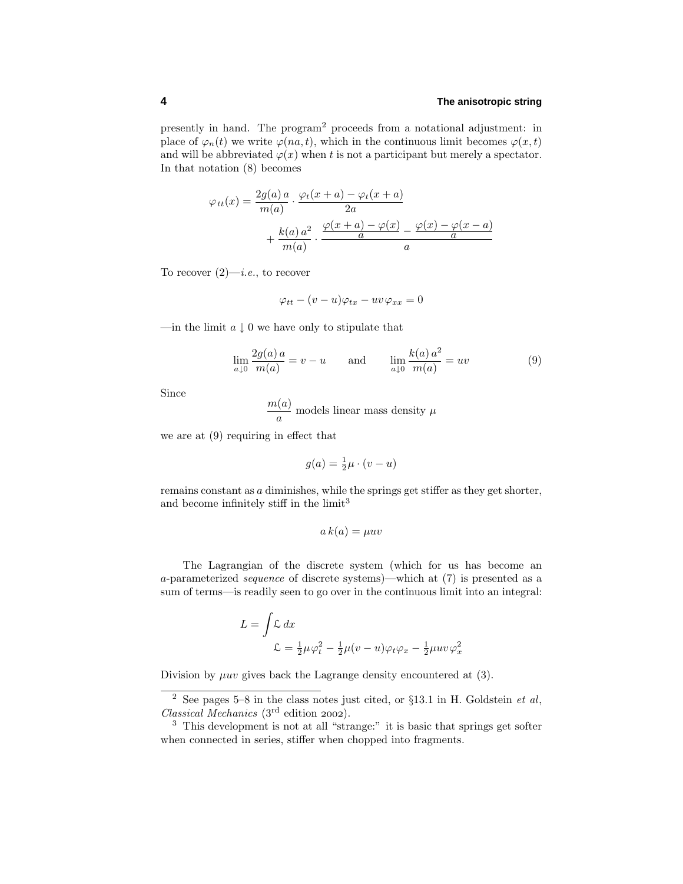presently in hand. The program[2] proceeds from a notational adjustment: in place of $\varphi_n(t)$ we write $\varphi(na, t)$, which in the continuous limit becomes $\varphi(x, t)$ and will be abbreviated $\varphi(x)$ when $t$ is not a participant but merely a spectator. In that notation (8) becomes

$$
\begin{aligned}
\varphi_{tt}(x) = \frac{2g(a)\,a}{m(a)} \cdot \frac{\varphi_t(x+a) - \varphi_t(x+a)}{2a} \\
+ \frac{k(a)\,a^2}{m(a)} \cdot \frac{\frac{\varphi(x+a)-\varphi(x)}{a} - \frac{\varphi(x)-\varphi(x-a)}{a}}{a}
\end{aligned}
$$

To recover (2)—*i.e.*, to recover

$$
\varphi_{tt} - (v-u)\varphi_{tx} - uv\,\varphi_{xx} = 0
$$

—in the limit $a \downarrow 0$ we have only to stipulate that

$$
\lim_{a\downarrow 0} \frac{2g(a)\,a}{m(a)} = v - u \qquad \text{and} \qquad \lim_{a\downarrow 0} \frac{k(a)\,a^2}{m(a)} = uv \tag{9}
$$

Since

$$
\frac{m(a)}{a} \text{ models linear mass density } \mu
$$

we are at (9) requiring in effect that

$$
g(a) = \tfrac{1}{2}\mu \cdot (v - u)
$$

remains constant as $a$ diminishes, while the springs get stiffer as they get shorter, and become infinitely stiff in the limit[3]

$$
a\,k(a) = \mu uv
$$

The Lagrangian of the discrete system (which for us has become an $a$-parameterized *sequence* of discrete systems)—which at (7) is presented as a sum of terms—is readily seen to go over in the continuous limit into an integral:

$$
\begin{aligned}
L &= \int \mathcal{L}\,dx \\
\mathcal{L} &= \tfrac{1}{2}\mu\,\varphi_t^2 - \tfrac{1}{2}\mu(v-u)\varphi_t\varphi_x - \tfrac{1}{2}\mu uv\,\varphi_x^2
\end{aligned}
$$

Division by $\mu uv$ gives back the Lagrange density encountered at (3).

---

[2] See pages 5–8 in the class notes just cited, or §13.1 in H. Goldstein *et al*, *Classical Mechanics* (3rd edition 2002).

[3] This development is not at all "strange:" it is basic that springs get softer when connected in series, stiffer when chopped into fragments.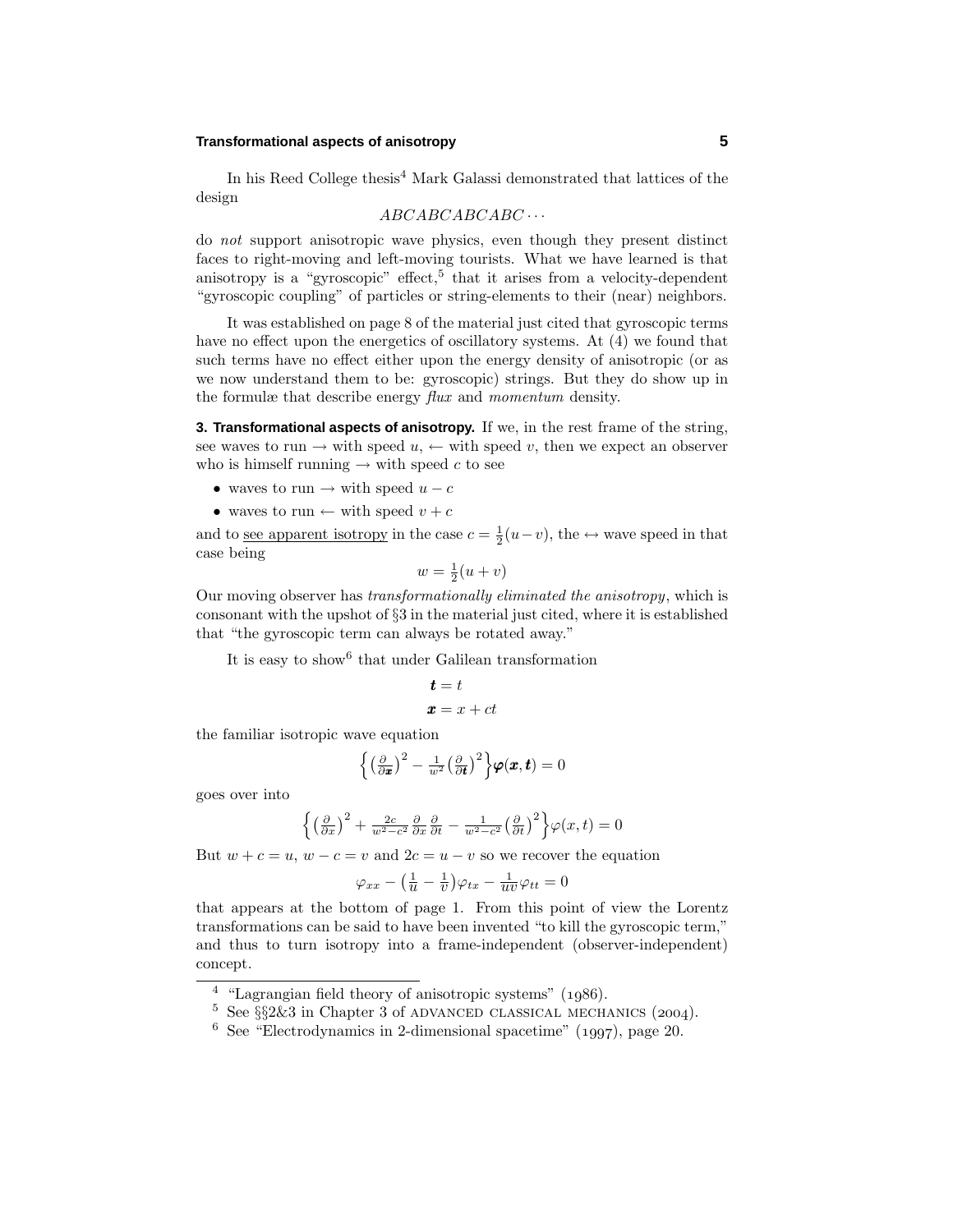In his Reed College thesis[4] Mark Galassi demonstrated that lattices of the design

$$ABCABCABCABC\cdots$$

do *not* support anisotropic wave physics, even though they present distinct faces to right-moving and left-moving tourists. What we have learned is that anisotropy is a "gyroscopic" effect,[5] that it arises from a velocity-dependent "gyroscopic coupling" of particles or string-elements to their (near) neighbors.

It was established on page 8 of the material just cited that gyroscopic terms have no effect upon the energetics of oscillatory systems. At (4) we found that such terms have no effect either upon the energy density of anisotropic (or as we now understand them to be: gyroscopic) strings. But they do show up in the formulæ that describe energy *flux* and *momentum* density.

**3. Transformational aspects of anisotropy.** If we, in the rest frame of the string, see waves to run $\rightarrow$ with speed $u$, $\leftarrow$ with speed $v$, then we expect an observer who is himself running $\rightarrow$ with speed $c$ to see

- waves to run $\rightarrow$ with speed $u - c$
- waves to run $\leftarrow$ with speed $v + c$

and to <u>see apparent isotropy</u> in the case $c = \frac{1}{2}(u-v)$, the $\leftrightarrow$ wave speed in that case being

$$w = \tfrac{1}{2}(u+v)$$

Our moving observer has *transformationally eliminated the anisotropy*, which is consonant with the upshot of §3 in the material just cited, where it is established that "the gyroscopic term can always be rotated away."

It is easy to show[6] that under Galilean transformation

$$\boldsymbol{t} = t$$
$$\boldsymbol{x} = x + ct$$

the familiar isotropic wave equation

$$\Big\{\big(\tfrac{\partial}{\partial \boldsymbol{x}}\big)^2 - \tfrac{1}{w^2}\big(\tfrac{\partial}{\partial \boldsymbol{t}}\big)^2\Big\}\boldsymbol{\varphi}(\boldsymbol{x},\boldsymbol{t}) = 0$$

goes over into

$$\Big\{\big(\tfrac{\partial}{\partial x}\big)^2 + \tfrac{2c}{w^2-c^2}\tfrac{\partial}{\partial x}\tfrac{\partial}{\partial t} - \tfrac{1}{w^2-c^2}\big(\tfrac{\partial}{\partial t}\big)^2\Big\}\varphi(x,t) = 0$$

But $w + c = u$, $w - c = v$ and $2c = u - v$ so we recover the equation

$$\varphi_{xx} - \big(\tfrac{1}{u} - \tfrac{1}{v}\big)\varphi_{tx} - \tfrac{1}{uv}\varphi_{tt} = 0$$

that appears at the bottom of page 1. From this point of view the Lorentz transformations can be said to have been invented "to kill the gyroscopic term," and thus to turn isotropy into a frame-independent (observer-independent) concept.

---

[4] "Lagrangian field theory of anisotropic systems" (1986).

[5] See §§2&3 in Chapter 3 of ADVANCED CLASSICAL MECHANICS (2004).

[6] See "Electrodynamics in 2-dimensional spacetime" (1997), page 20.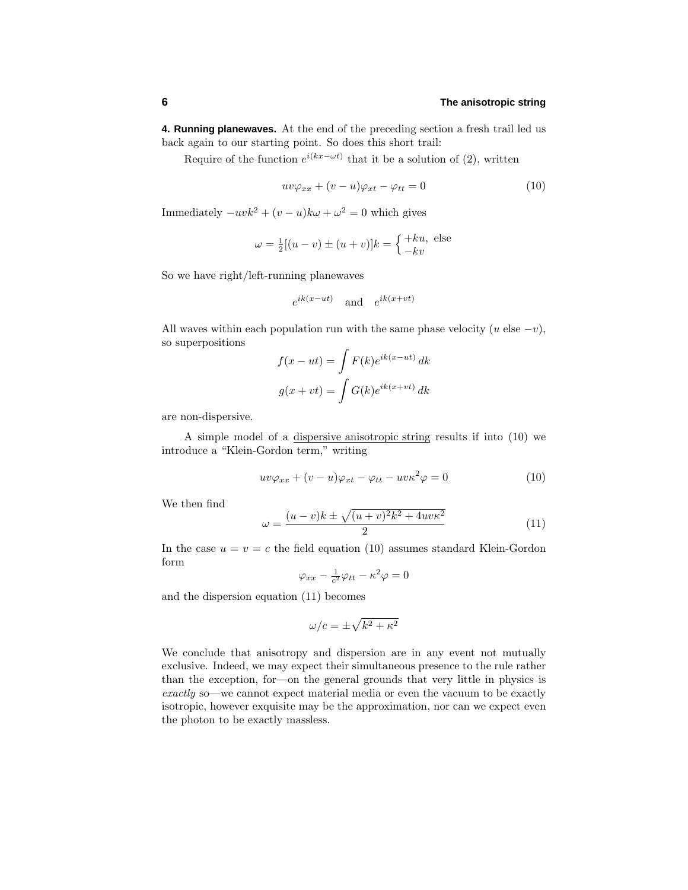**4. Running planewaves.** At the end of the preceding section a fresh trail led us back again to our starting point. So does this short trail:

Require of the function $e^{i(kx-\omega t)}$ that it be a solution of (2), written

$$uv\varphi_{xx} + (v-u)\varphi_{xt} - \varphi_{tt} = 0 \tag{10}$$

Immediately $-uvk^2 + (v-u)k\omega + \omega^2 = 0$ which gives

$$\omega = \tfrac{1}{2}[(u-v) \pm (u+v)]k = \begin{cases} +ku, & \text{else} \\ -kv \end{cases}$$

So we have right/left-running planewaves

$$e^{ik(x-ut)} \quad \text{and} \quad e^{ik(x+vt)}$$

All waves within each population run with the same phase velocity ($u$ else $-v$), so superpositions

$$f(x-ut) = \int F(k)e^{ik(x-ut)}\,dk$$
$$g(x+vt) = \int G(k)e^{ik(x+vt)}\,dk$$

are non-dispersive.

A simple model of a dispersive anisotropic string results if into (10) we introduce a "Klein-Gordon term," writing

$$uv\varphi_{xx} + (v-u)\varphi_{xt} - \varphi_{tt} - uv\kappa^2\varphi = 0 \tag{10}$$

We then find

$$\omega = \frac{(u-v)k \pm \sqrt{(u+v)^2k^2 + 4uv\kappa^2}}{2} \tag{11}$$

In the case $u = v = c$ the field equation (10) assumes standard Klein-Gordon form

$$\varphi_{xx} - \tfrac{1}{c^2}\varphi_{tt} - \kappa^2\varphi = 0$$

and the dispersion equation (11) becomes

$$\omega/c = \pm\sqrt{k^2 + \kappa^2}$$

We conclude that anisotropy and dispersion are in any event not mutually exclusive. Indeed, we may expect their simultaneous presence to the rule rather than the exception, for—on the general grounds that very little in physics is *exactly* so—we cannot expect material media or even the vacuum to be exactly isotropic, however exquisite may be the approximation, nor can we expect even the photon to be exactly massless.